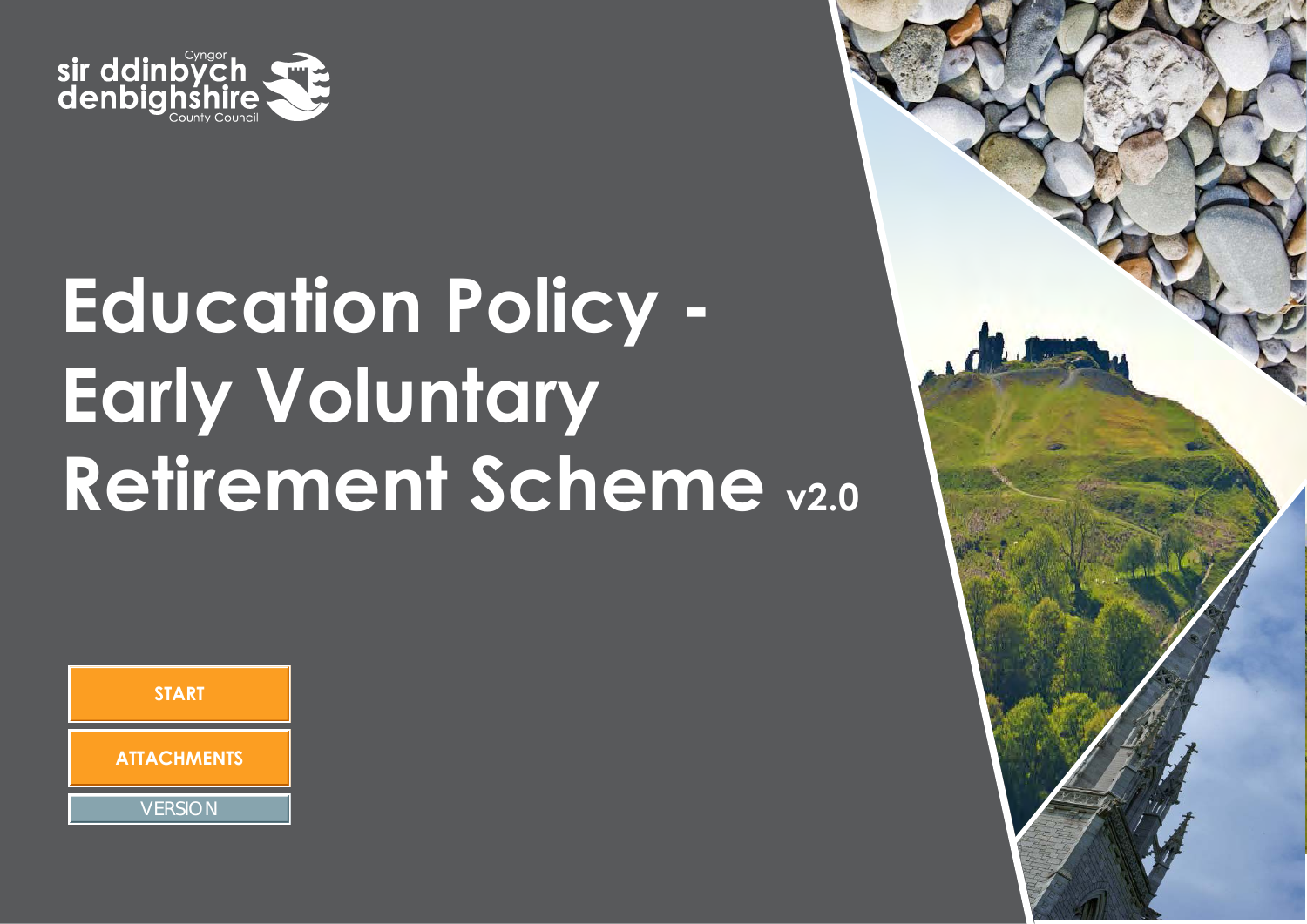sir ddinbych denbighshire
Cyngor County Council

# Education Policy - Early Voluntary Retirement Scheme v2.0

START

ATTACHMENTS

VERSION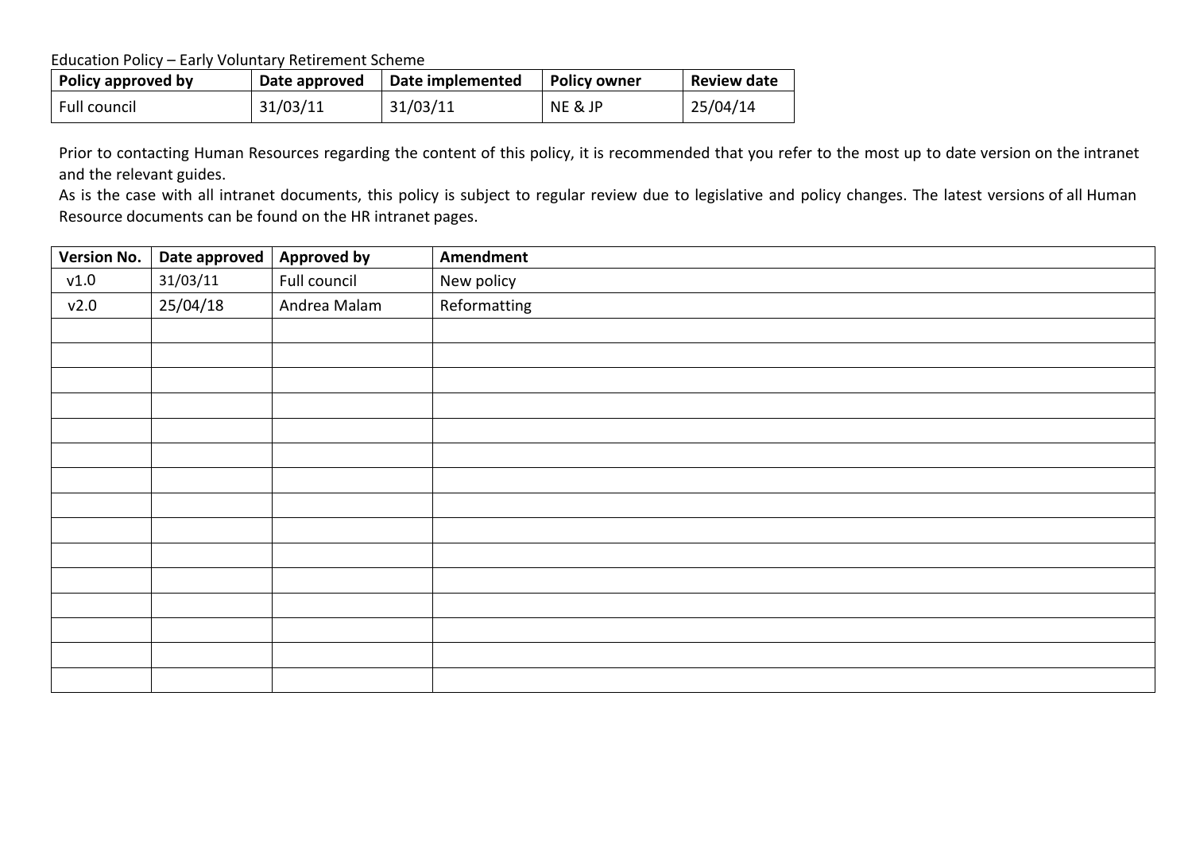Education Policy – Early Voluntary Retirement Scheme

| Policy approved by | Date approved | Date implemented | Policy owner | Review date |
|---|---|---|---|---|
| Full council | 31/03/11 | 31/03/11 | NE & JP | 25/04/14 |

Prior to contacting Human Resources regarding the content of this policy, it is recommended that you refer to the most up to date version on the intranet and the relevant guides.

As is the case with all intranet documents, this policy is subject to regular review due to legislative and policy changes. The latest versions of all Human Resource documents can be found on the HR intranet pages.

| Version No. | Date approved | Approved by | Amendment |
|---|---|---|---|
| v1.0 | 31/03/11 | Full council | New policy |
| v2.0 | 25/04/18 | Andrea Malam | Reformatting |
| | | | |
| | | | |
| | | | |
| | | | |
| | | | |
| | | | |
| | | | |
| | | | |
| | | | |
| | | | |
| | | | |
| | | | |
| | | | |
| | | | |
| | | | |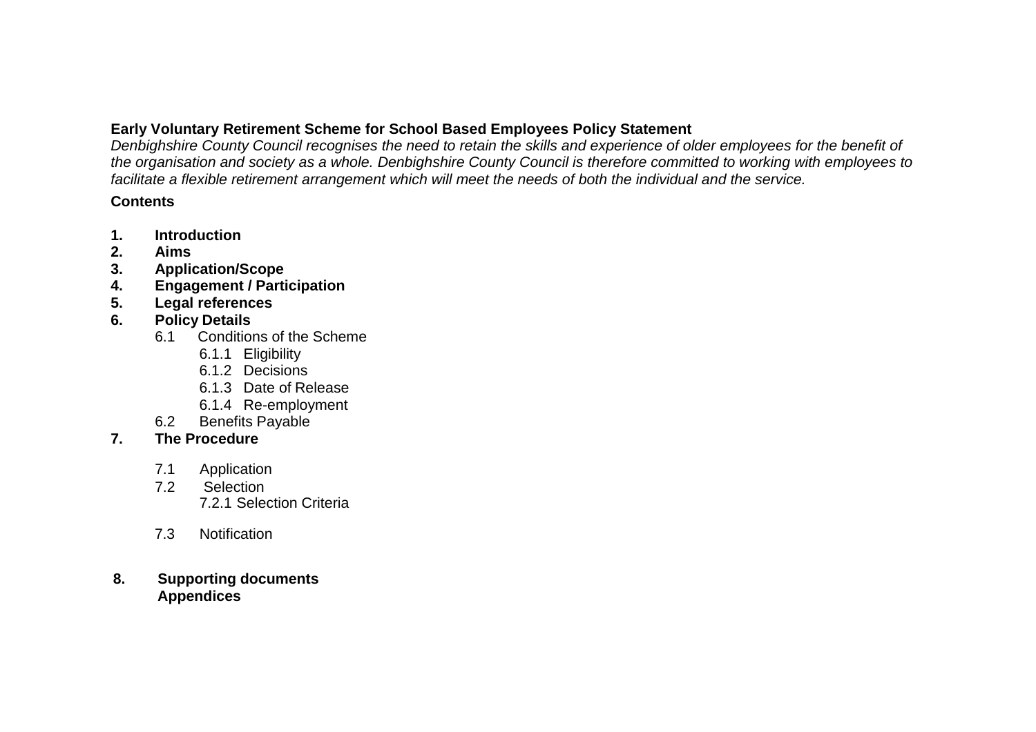**Early Voluntary Retirement Scheme for School Based Employees Policy Statement**

*Denbighshire County Council recognises the need to retain the skills and experience of older employees for the benefit of the organisation and society as a whole. Denbighshire County Council is therefore committed to working with employees to facilitate a flexible retirement arrangement which will meet the needs of both the individual and the service.*

**Contents**

1. **Introduction**
2. **Aims**
3. **Application/Scope**
4. **Engagement / Participation**
5. **Legal references**
6. **Policy Details**
   - 6.1 Conditions of the Scheme
     - 6.1.1 Eligibility
     - 6.1.2 Decisions
     - 6.1.3 Date of Release
     - 6.1.4 Re-employment
   - 6.2 Benefits Payable
7. **The Procedure**
   - 7.1 Application
   - 7.2 Selection
     - 7.2.1 Selection Criteria
   - 7.3 Notification
8. **Supporting documents**
   **Appendices**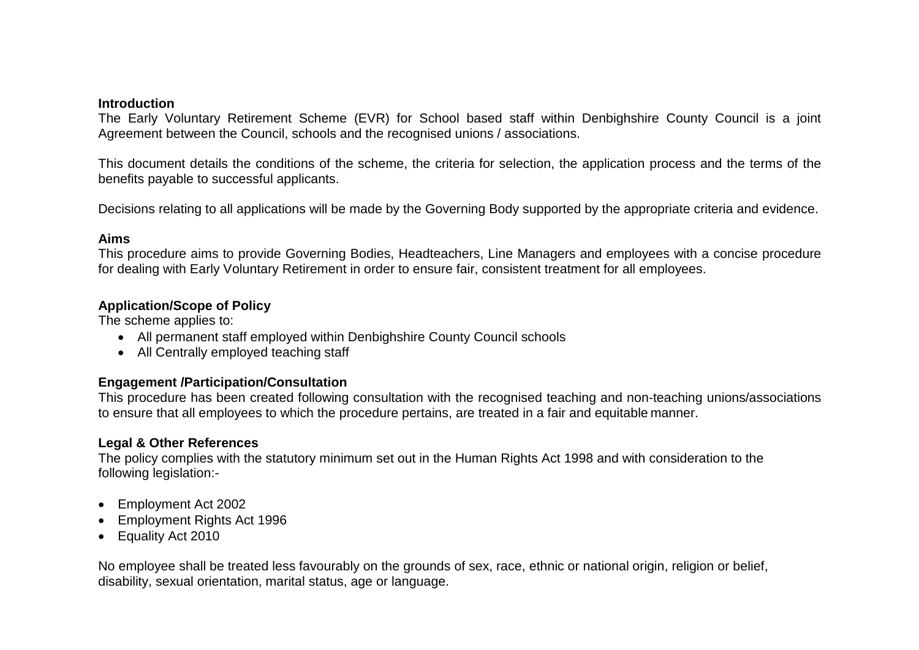**Introduction**

The Early Voluntary Retirement Scheme (EVR) for School based staff within Denbighshire County Council is a joint Agreement between the Council, schools and the recognised unions / associations.

This document details the conditions of the scheme, the criteria for selection, the application process and the terms of the benefits payable to successful applicants.

Decisions relating to all applications will be made by the Governing Body supported by the appropriate criteria and evidence.

**Aims**

This procedure aims to provide Governing Bodies, Headteachers, Line Managers and employees with a concise procedure for dealing with Early Voluntary Retirement in order to ensure fair, consistent treatment for all employees.

**Application/Scope of Policy**

The scheme applies to:

- All permanent staff employed within Denbighshire County Council schools
- All Centrally employed teaching staff

**Engagement /Participation/Consultation**

This procedure has been created following consultation with the recognised teaching and non-teaching unions/associations to ensure that all employees to which the procedure pertains, are treated in a fair and equitable manner.

**Legal & Other References**

The policy complies with the statutory minimum set out in the Human Rights Act 1998 and with consideration to the following legislation:-

- Employment Act 2002
- Employment Rights Act 1996
- Equality Act 2010

No employee shall be treated less favourably on the grounds of sex, race, ethnic or national origin, religion or belief, disability, sexual orientation, marital status, age or language.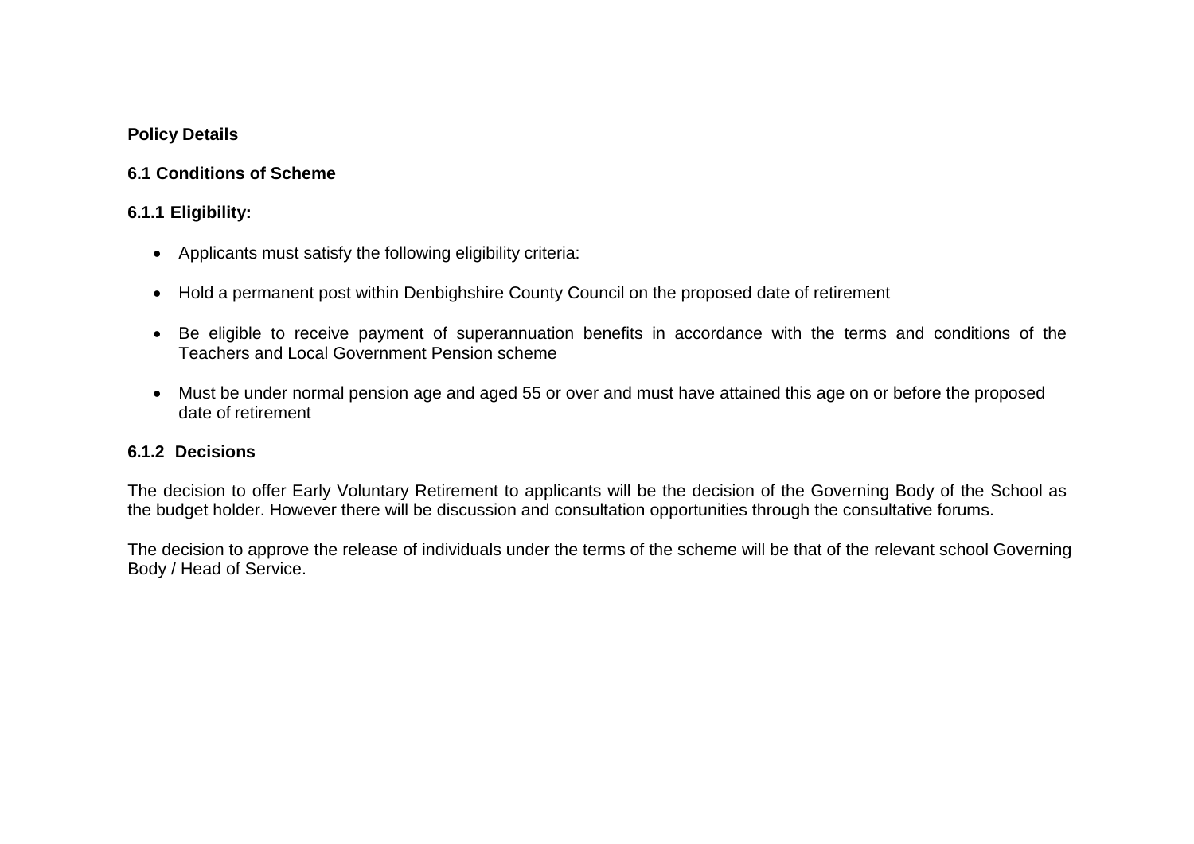**Policy Details**

**6.1 Conditions of Scheme**

**6.1.1 Eligibility:**

- Applicants must satisfy the following eligibility criteria:
- Hold a permanent post within Denbighshire County Council on the proposed date of retirement
- Be eligible to receive payment of superannuation benefits in accordance with the terms and conditions of the Teachers and Local Government Pension scheme
- Must be under normal pension age and aged 55 or over and must have attained this age on or before the proposed date of retirement

**6.1.2 Decisions**

The decision to offer Early Voluntary Retirement to applicants will be the decision of the Governing Body of the School as the budget holder. However there will be discussion and consultation opportunities through the consultative forums.

The decision to approve the release of individuals under the terms of the scheme will be that of the relevant school Governing Body / Head of Service.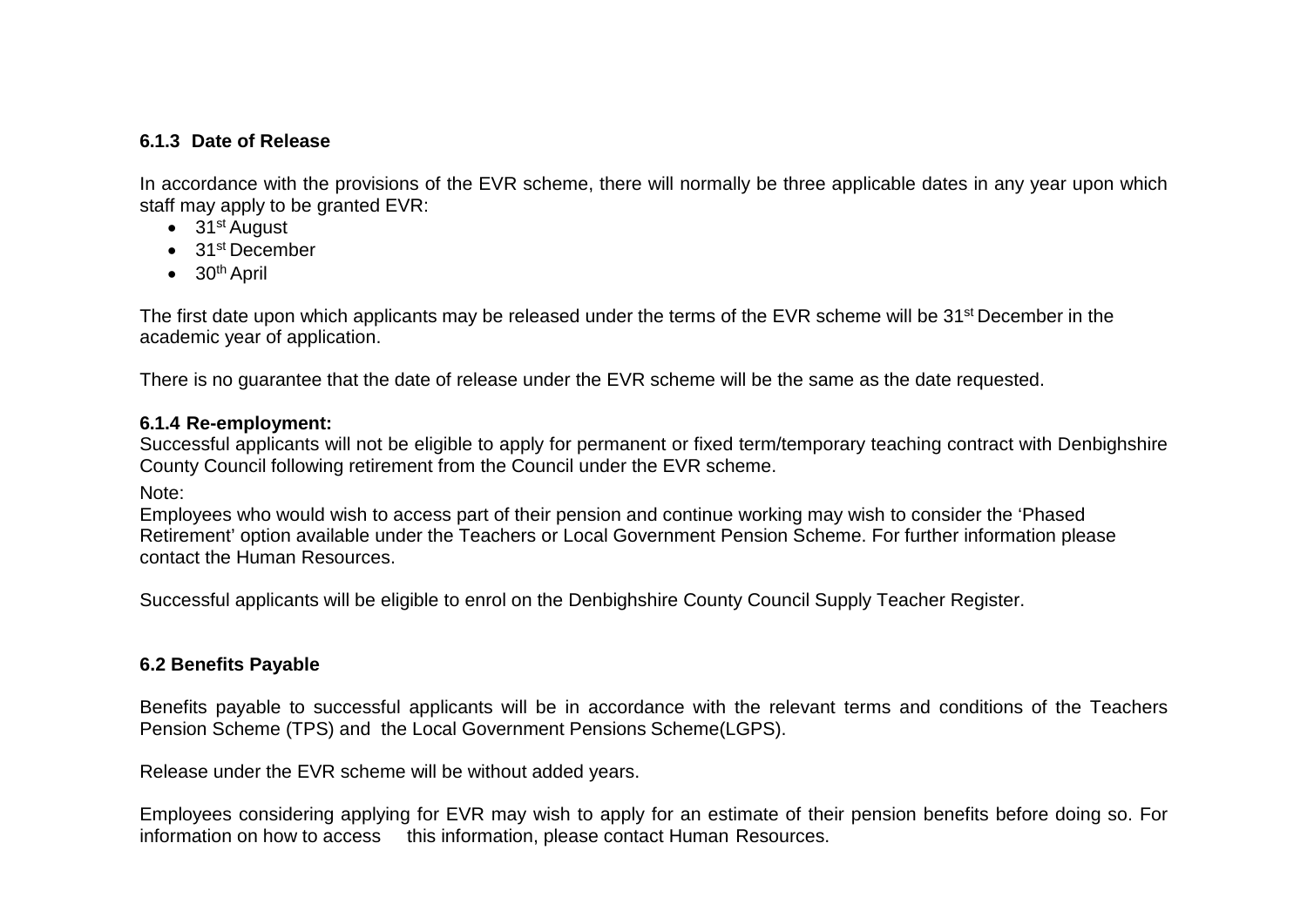#### 6.1.3 Date of Release

In accordance with the provisions of the EVR scheme, there will normally be three applicable dates in any year upon which staff may apply to be granted EVR:

- 31st August
- 31st December
- 30th April

The first date upon which applicants may be released under the terms of the EVR scheme will be 31st December in the academic year of application.

There is no guarantee that the date of release under the EVR scheme will be the same as the date requested.

#### 6.1.4 Re-employment:

Successful applicants will not be eligible to apply for permanent or fixed term/temporary teaching contract with Denbighshire County Council following retirement from the Council under the EVR scheme.

Note:

Employees who would wish to access part of their pension and continue working may wish to consider the 'Phased Retirement' option available under the Teachers or Local Government Pension Scheme. For further information please contact the Human Resources.

Successful applicants will be eligible to enrol on the Denbighshire County Council Supply Teacher Register.

### 6.2 Benefits Payable

Benefits payable to successful applicants will be in accordance with the relevant terms and conditions of the Teachers Pension Scheme (TPS) and the Local Government Pensions Scheme(LGPS).

Release under the EVR scheme will be without added years.

Employees considering applying for EVR may wish to apply for an estimate of their pension benefits before doing so. For information on how to access this information, please contact Human Resources.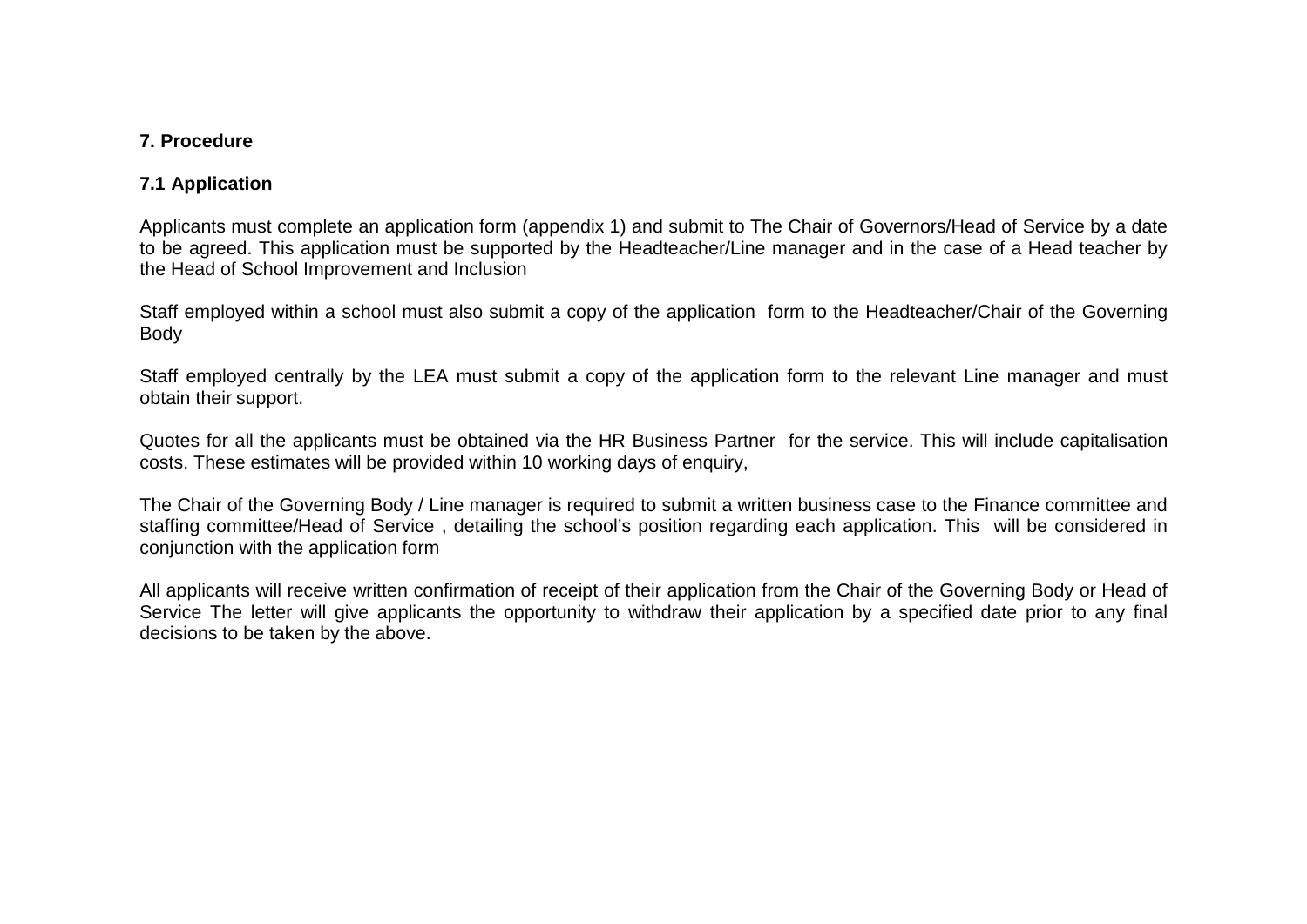**7. Procedure**

**7.1 Application**

Applicants must complete an application form (appendix 1) and submit to The Chair of Governors/Head of Service by a date to be agreed. This application must be supported by the Headteacher/Line manager and in the case of a Head teacher by the Head of School Improvement and Inclusion

Staff employed within a school must also submit a copy of the application form to the Headteacher/Chair of the Governing Body

Staff employed centrally by the LEA must submit a copy of the application form to the relevant Line manager and must obtain their support.

Quotes for all the applicants must be obtained via the HR Business Partner for the service. This will include capitalisation costs. These estimates will be provided within 10 working days of enquiry,

The Chair of the Governing Body / Line manager is required to submit a written business case to the Finance committee and staffing committee/Head of Service , detailing the school's position regarding each application. This will be considered in conjunction with the application form

All applicants will receive written confirmation of receipt of their application from the Chair of the Governing Body or Head of Service The letter will give applicants the opportunity to withdraw their application by a specified date prior to any final decisions to be taken by the above.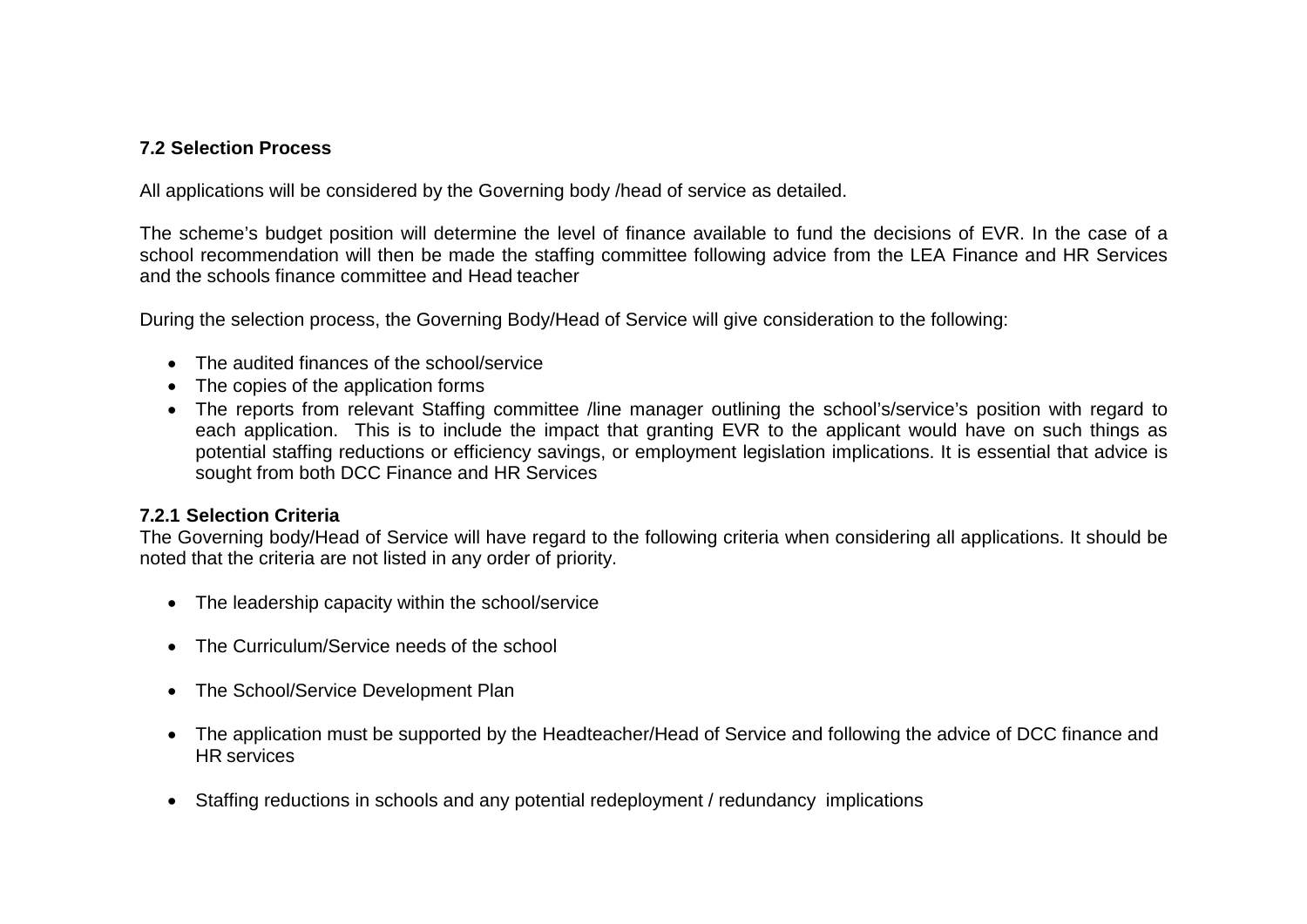**7.2 Selection Process**

All applications will be considered by the Governing body /head of service as detailed.

The scheme's budget position will determine the level of finance available to fund the decisions of EVR. In the case of a school recommendation will then be made the staffing committee following advice from the LEA Finance and HR Services and the schools finance committee and Head teacher

During the selection process, the Governing Body/Head of Service will give consideration to the following:

- The audited finances of the school/service
- The copies of the application forms
- The reports from relevant Staffing committee /line manager outlining the school's/service's position with regard to each application. This is to include the impact that granting EVR to the applicant would have on such things as potential staffing reductions or efficiency savings, or employment legislation implications. It is essential that advice is sought from both DCC Finance and HR Services

**7.2.1 Selection Criteria**

The Governing body/Head of Service will have regard to the following criteria when considering all applications. It should be noted that the criteria are not listed in any order of priority.

- The leadership capacity within the school/service
- The Curriculum/Service needs of the school
- The School/Service Development Plan
- The application must be supported by the Headteacher/Head of Service and following the advice of DCC finance and HR services
- Staffing reductions in schools and any potential redeployment / redundancy implications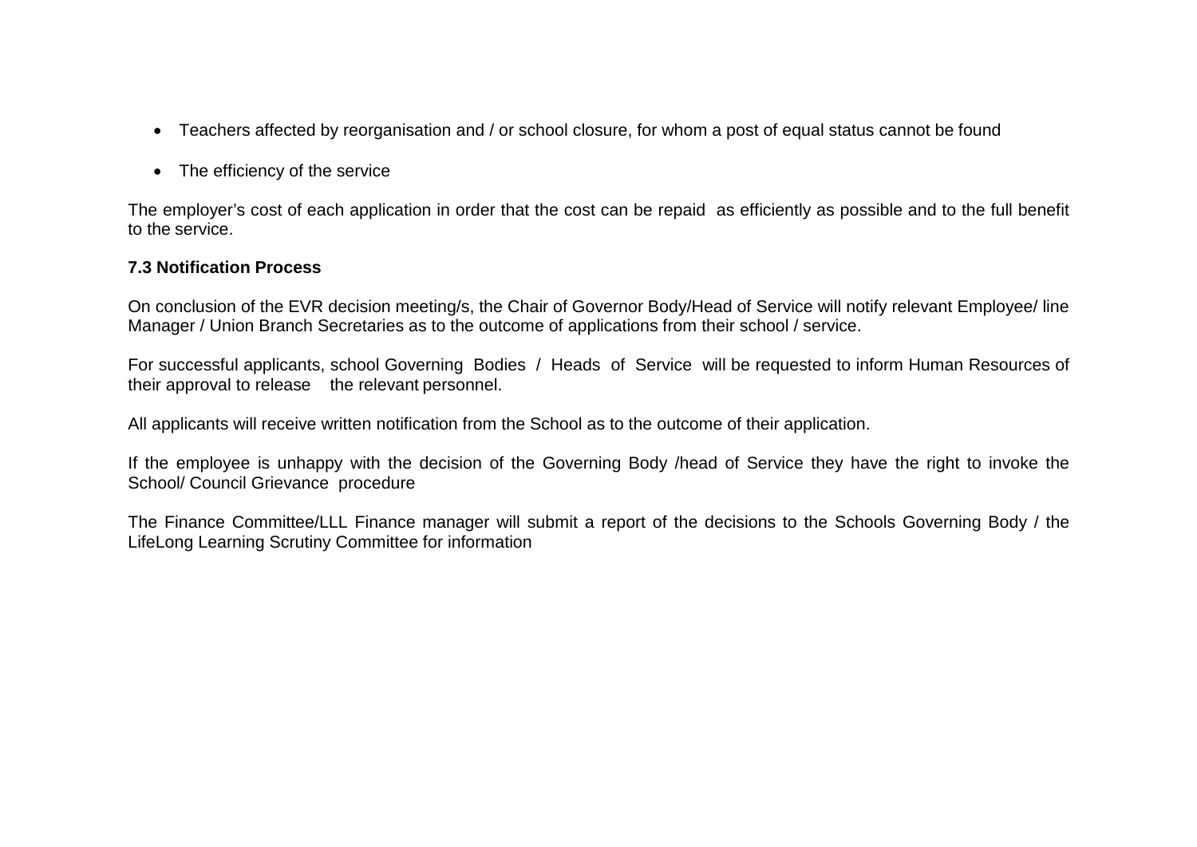- Teachers affected by reorganisation and / or school closure, for whom a post of equal status cannot be found
- The efficiency of the service

The employer's cost of each application in order that the cost can be repaid as efficiently as possible and to the full benefit to the service.

**7.3 Notification Process**

On conclusion of the EVR decision meeting/s, the Chair of Governor Body/Head of Service will notify relevant Employee/ line Manager / Union Branch Secretaries as to the outcome of applications from their school / service.

For successful applicants, school Governing Bodies / Heads of Service will be requested to inform Human Resources of their approval to release the relevant personnel.

All applicants will receive written notification from the School as to the outcome of their application.

If the employee is unhappy with the decision of the Governing Body /head of Service they have the right to invoke the School/ Council Grievance procedure

The Finance Committee/LLL Finance manager will submit a report of the decisions to the Schools Governing Body / the LifeLong Learning Scrutiny Committee for information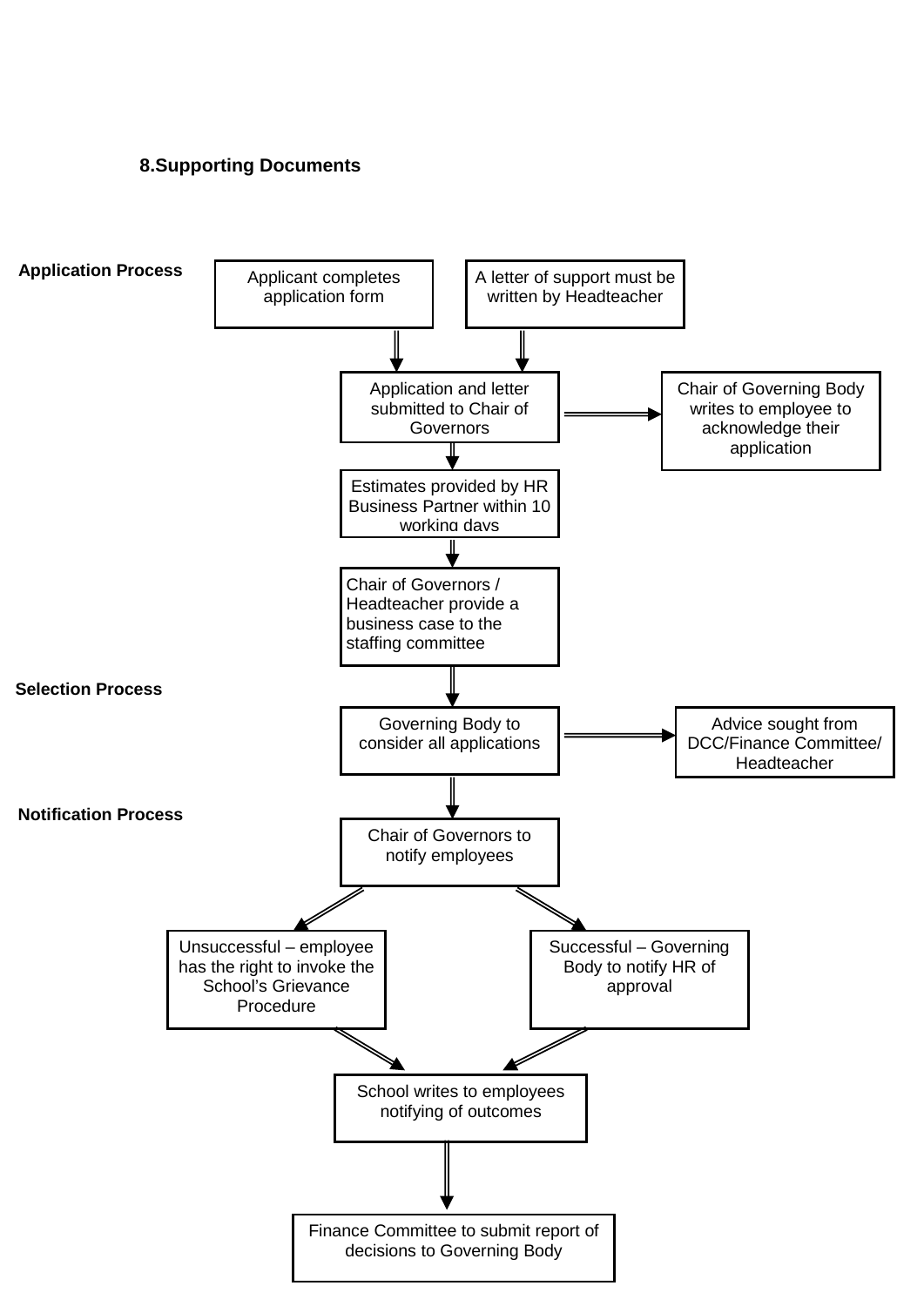## 8.Supporting Documents

**Application Process**

Applicant completes application form

A letter of support must be written by Headteacher

Application and letter submitted to Chair of Governors

Chair of Governing Body writes to employee to acknowledge their application

Estimates provided by HR Business Partner within 10 working days

Chair of Governors / Headteacher provide a business case to the staffing committee

**Selection Process**

Governing Body to consider all applications

Advice sought from DCC/Finance Committee/ Headteacher

**Notification Process**

Chair of Governors to notify employees

Unsuccessful – employee has the right to invoke the School's Grievance Procedure

Successful – Governing Body to notify HR of approval

School writes to employees notifying of outcomes

Finance Committee to submit report of decisions to Governing Body